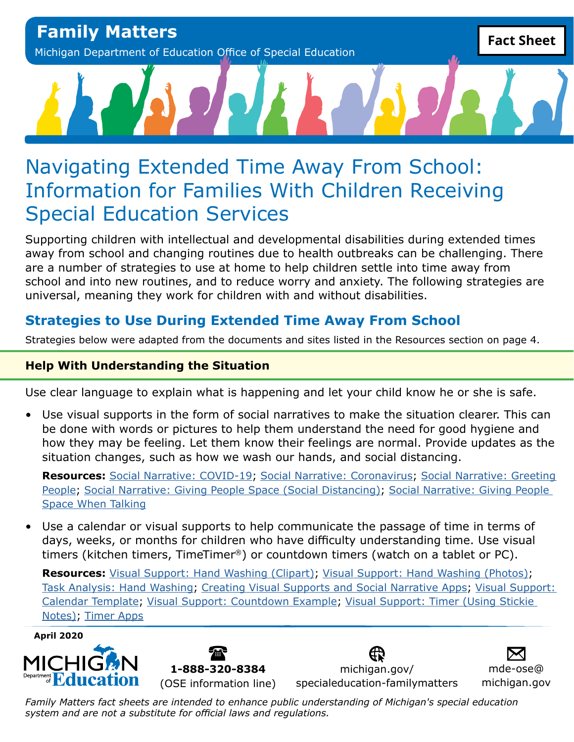**Family Matters**

Michigan Department of Education Office of Special Education

**Fact Sheet**

# Navigating Extended Time Away From School: Information for Families With Children Receiving Special Education Services

Supporting children with intellectual and developmental disabilities during extended times away from school and changing routines due to health outbreaks can be challenging. There are a number of strategies to use at home to help children settle into time away from school and into new routines, and to reduce worry and anxiety. The following strategies are universal, meaning they work for children with and without disabilities.

## Strategies to Use During Extended Time Away From School

Strategies below were adapted from the documents and sites listed in the Resources section on page 4.

### Help With Understanding the Situation

Use clear language to explain what is happening and let your child know he or she is safe.

- Use visual supports in the form of social narratives to make the situation clearer. This can be done with words or pictures to help them understand the need for good hygiene and how they may be feeling. Let them know their feelings are normal. Provide updates as the situation changes, such as how we wash our hands, and social distancing.

  **Resources:** Social Narrative: COVID-19; Social Narrative: Coronavirus; Social Narrative: Greeting People; Social Narrative: Giving People Space (Social Distancing); Social Narrative: Giving People Space When Talking

- Use a calendar or visual supports to help communicate the passage of time in terms of days, weeks, or months for children who have difficulty understanding time. Use visual timers (kitchen timers, TimeTimer®) or countdown timers (watch on a tablet or PC).

  **Resources:** Visual Support: Hand Washing (Clipart); Visual Support: Hand Washing (Photos); Task Analysis: Hand Washing; Creating Visual Supports and Social Narrative Apps; Visual Support: Calendar Template; Visual Support: Countdown Example; Visual Support: Timer (Using Stickie Notes); Timer Apps

April 2020

MICHIGAN Department of Education

**1-888-320-8384** (OSE information line)

michigan.gov/specialeducation-familymatters

mde-ose@michigan.gov

*Family Matters fact sheets are intended to enhance public understanding of Michigan's special education system and are not a substitute for official laws and regulations.*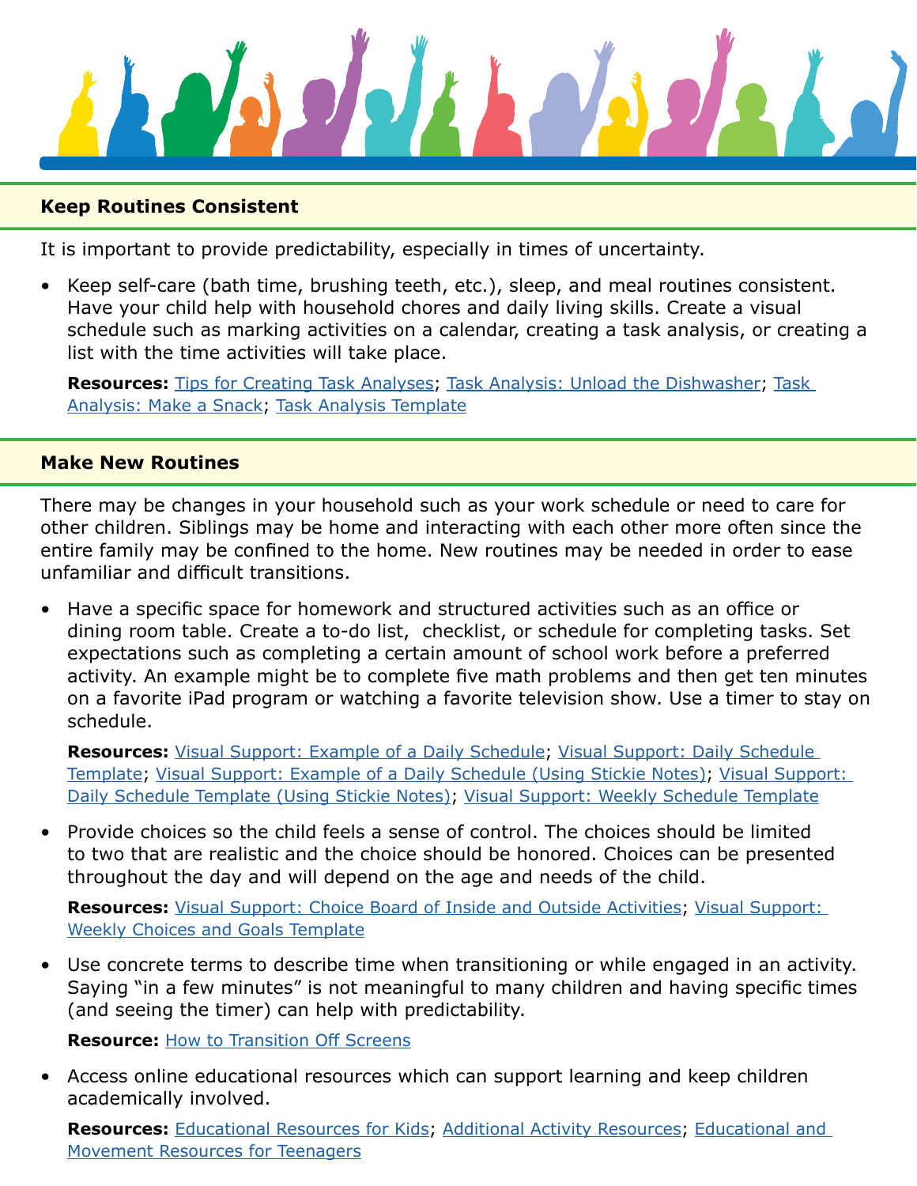## Keep Routines Consistent

It is important to provide predictability, especially in times of uncertainty.

- Keep self-care (bath time, brushing teeth, etc.), sleep, and meal routines consistent. Have your child help with household chores and daily living skills. Create a visual schedule such as marking activities on a calendar, creating a task analysis, or creating a list with the time activities will take place.

  **Resources:** Tips for Creating Task Analyses; Task Analysis: Unload the Dishwasher; Task Analysis: Make a Snack; Task Analysis Template

## Make New Routines

There may be changes in your household such as your work schedule or need to care for other children. Siblings may be home and interacting with each other more often since the entire family may be confined to the home. New routines may be needed in order to ease unfamiliar and difficult transitions.

- Have a specific space for homework and structured activities such as an office or dining room table. Create a to-do list, checklist, or schedule for completing tasks. Set expectations such as completing a certain amount of school work before a preferred activity. An example might be to complete five math problems and then get ten minutes on a favorite iPad program or watching a favorite television show. Use a timer to stay on schedule.

  **Resources:** Visual Support: Example of a Daily Schedule; Visual Support: Daily Schedule Template; Visual Support: Example of a Daily Schedule (Using Stickie Notes); Visual Support: Daily Schedule Template (Using Stickie Notes); Visual Support: Weekly Schedule Template

- Provide choices so the child feels a sense of control. The choices should be limited to two that are realistic and the choice should be honored. Choices can be presented throughout the day and will depend on the age and needs of the child.

  **Resources:** Visual Support: Choice Board of Inside and Outside Activities; Visual Support: Weekly Choices and Goals Template

- Use concrete terms to describe time when transitioning or while engaged in an activity. Saying "in a few minutes" is not meaningful to many children and having specific times (and seeing the timer) can help with predictability.

  **Resource:** How to Transition Off Screens

- Access online educational resources which can support learning and keep children academically involved.

  **Resources:** Educational Resources for Kids; Additional Activity Resources; Educational and Movement Resources for Teenagers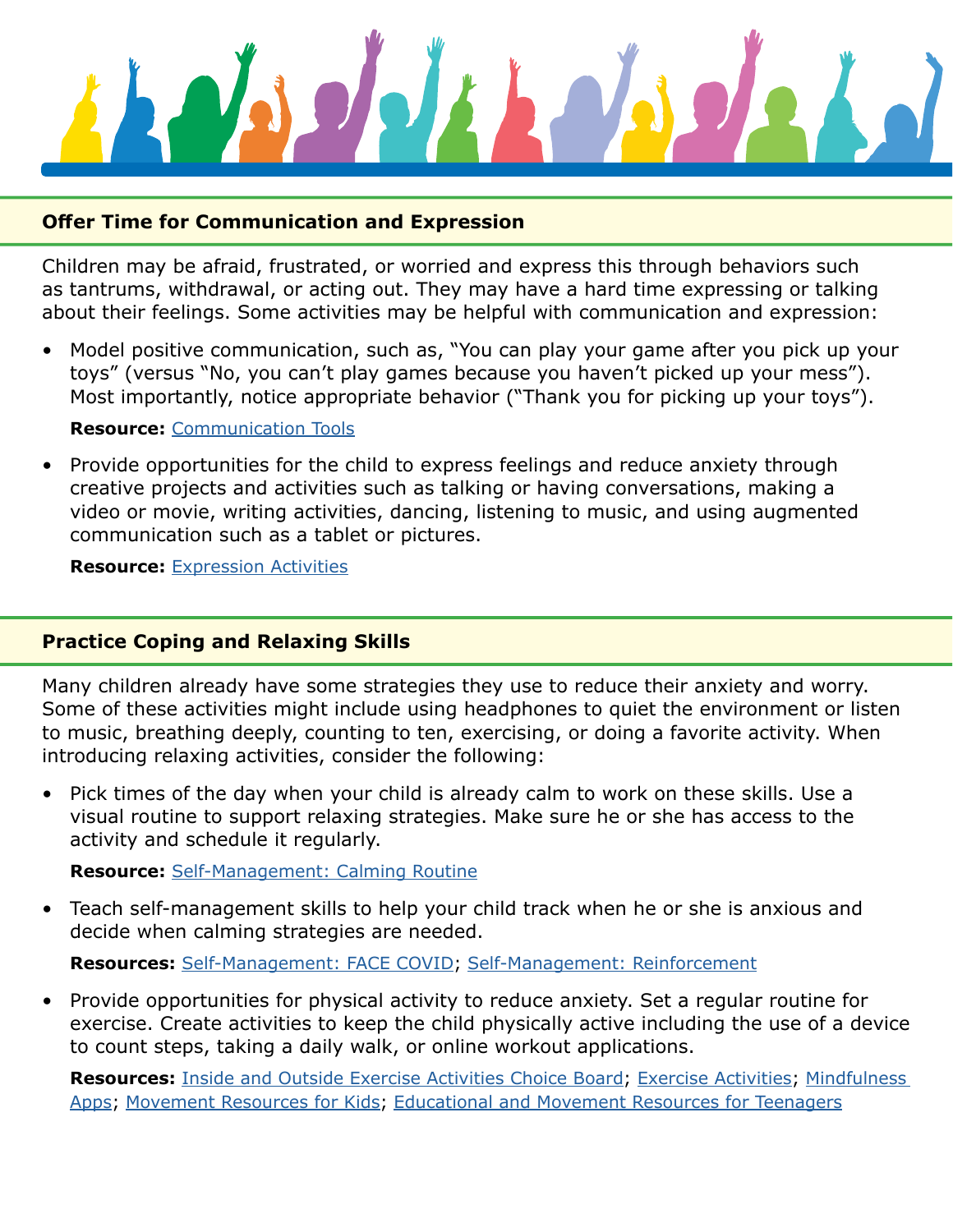## Offer Time for Communication and Expression

Children may be afraid, frustrated, or worried and express this through behaviors such as tantrums, withdrawal, or acting out. They may have a hard time expressing or talking about their feelings. Some activities may be helpful with communication and expression:

- Model positive communication, such as, "You can play your game after you pick up your toys" (versus "No, you can't play games because you haven't picked up your mess"). Most importantly, notice appropriate behavior ("Thank you for picking up your toys").

  **Resource:** Communication Tools

- Provide opportunities for the child to express feelings and reduce anxiety through creative projects and activities such as talking or having conversations, making a video or movie, writing activities, dancing, listening to music, and using augmented communication such as a tablet or pictures.

  **Resource:** Expression Activities

## Practice Coping and Relaxing Skills

Many children already have some strategies they use to reduce their anxiety and worry. Some of these activities might include using headphones to quiet the environment or listen to music, breathing deeply, counting to ten, exercising, or doing a favorite activity. When introducing relaxing activities, consider the following:

- Pick times of the day when your child is already calm to work on these skills. Use a visual routine to support relaxing strategies. Make sure he or she has access to the activity and schedule it regularly.

  **Resource:** Self-Management: Calming Routine

- Teach self-management skills to help your child track when he or she is anxious and decide when calming strategies are needed.

  **Resources:** Self-Management: FACE COVID; Self-Management: Reinforcement

- Provide opportunities for physical activity to reduce anxiety. Set a regular routine for exercise. Create activities to keep the child physically active including the use of a device to count steps, taking a daily walk, or online workout applications.

  **Resources:** Inside and Outside Exercise Activities Choice Board; Exercise Activities; Mindfulness Apps; Movement Resources for Kids; Educational and Movement Resources for Teenagers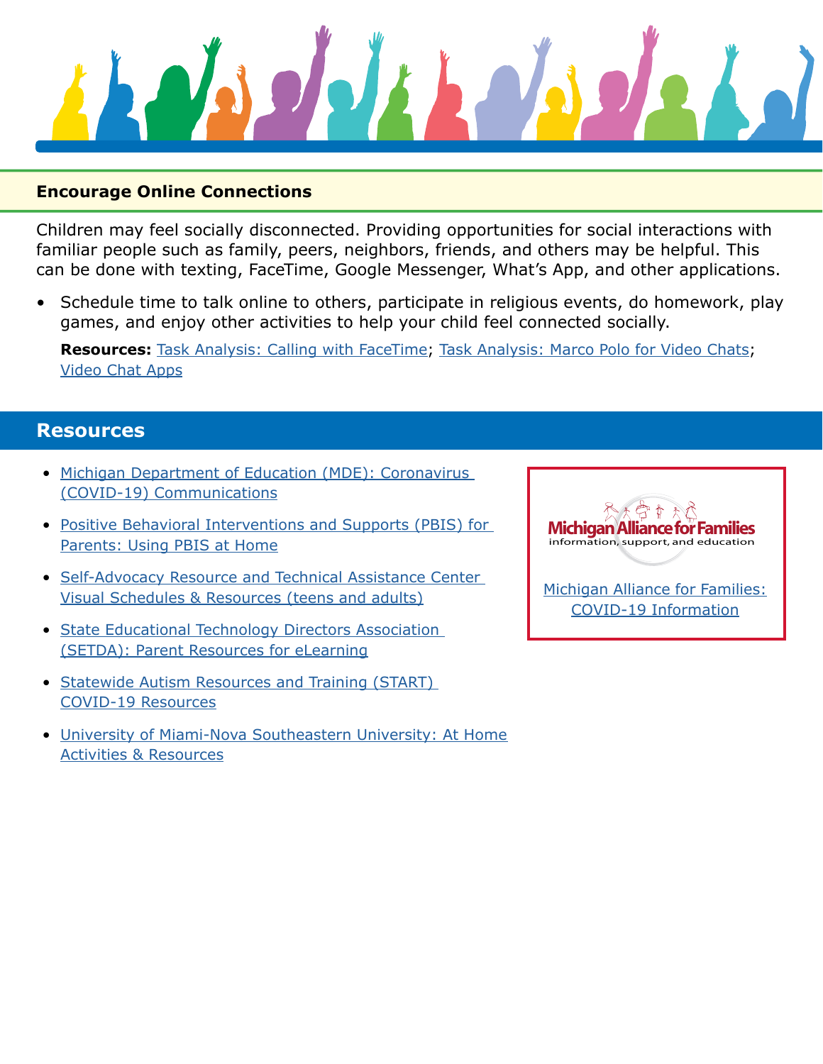### Encourage Online Connections

Children may feel socially disconnected. Providing opportunities for social interactions with familiar people such as family, peers, neighbors, friends, and others may be helpful. This can be done with texting, FaceTime, Google Messenger, What's App, and other applications.

- Schedule time to talk online to others, participate in religious events, do homework, play games, and enjoy other activities to help your child feel connected socially.

  **Resources:** Task Analysis: Calling with FaceTime; Task Analysis: Marco Polo for Video Chats; Video Chat Apps

## Resources

- Michigan Department of Education (MDE): Coronavirus (COVID-19) Communications
- Positive Behavioral Interventions and Supports (PBIS) for Parents: Using PBIS at Home
- Self-Advocacy Resource and Technical Assistance Center Visual Schedules & Resources (teens and adults)
- State Educational Technology Directors Association (SETDA): Parent Resources for eLearning
- Statewide Autism Resources and Training (START) COVID-19 Resources
- University of Miami-Nova Southeastern University: At Home Activities & Resources

Michigan Alliance for Families
information, support, and education

Michigan Alliance for Families: COVID-19 Information